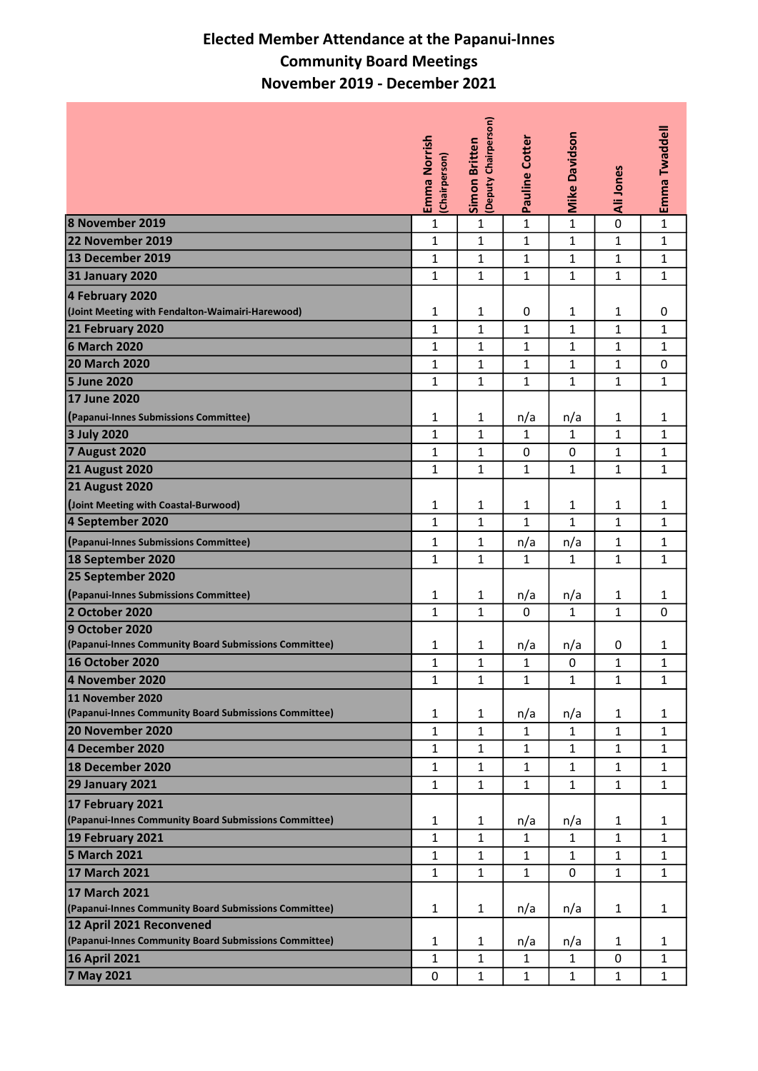# Elected Member Attendance at the Papanui-Innes Community Board Meetings November 2019 - December 2021

| | Emma Norrish (Chairperson) | Simon Britten (Deputy Chairperson) | Pauline Cotter | Mike Davidson | Ali Jones | Emma Twaddell |
|---|---|---|---|---|---|---|
| 8 November 2019 | 1 | 1 | 1 | 1 | 0 | 1 |
| 22 November 2019 | 1 | 1 | 1 | 1 | 1 | 1 |
| 13 December 2019 | 1 | 1 | 1 | 1 | 1 | 1 |
| 31 January 2020 | 1 | 1 | 1 | 1 | 1 | 1 |
| 4 February 2020 (Joint Meeting with Fendalton-Waimairi-Harewood) | 1 | 1 | 0 | 1 | 1 | 0 |
| 21 February 2020 | 1 | 1 | 1 | 1 | 1 | 1 |
| 6 March 2020 | 1 | 1 | 1 | 1 | 1 | 1 |
| 20 March 2020 | 1 | 1 | 1 | 1 | 1 | 0 |
| 5 June 2020 | 1 | 1 | 1 | 1 | 1 | 1 |
| 17 June 2020 (Papanui-Innes Submissions Committee) | 1 | 1 | n/a | n/a | 1 | 1 |
| 3 July 2020 | 1 | 1 | 1 | 1 | 1 | 1 |
| 7 August 2020 | 1 | 1 | 0 | 0 | 1 | 1 |
| 21 August 2020 | 1 | 1 | 1 | 1 | 1 | 1 |
| 21 August 2020 (Joint Meeting with Coastal-Burwood) | 1 | 1 | 1 | 1 | 1 | 1 |
| 4 September 2020 | 1 | 1 | 1 | 1 | 1 | 1 |
| (Papanui-Innes Submissions Committee) | 1 | 1 | n/a | n/a | 1 | 1 |
| 18 September 2020 | 1 | 1 | 1 | 1 | 1 | 1 |
| 25 September 2020 (Papanui-Innes Submissions Committee) | 1 | 1 | n/a | n/a | 1 | 1 |
| 2 October 2020 | 1 | 1 | 0 | 1 | 1 | 0 |
| 9 October 2020 (Papanui-Innes Community Board Submissions Committee) | 1 | 1 | n/a | n/a | 0 | 1 |
| 16 October 2020 | 1 | 1 | 1 | 0 | 1 | 1 |
| 4 November 2020 | 1 | 1 | 1 | 1 | 1 | 1 |
| 11 November 2020 (Papanui-Innes Community Board Submissions Committee) | 1 | 1 | n/a | n/a | 1 | 1 |
| 20 November 2020 | 1 | 1 | 1 | 1 | 1 | 1 |
| 4 December 2020 | 1 | 1 | 1 | 1 | 1 | 1 |
| 18 December 2020 | 1 | 1 | 1 | 1 | 1 | 1 |
| 29 January 2021 | 1 | 1 | 1 | 1 | 1 | 1 |
| 17 February 2021 (Papanui-Innes Community Board Submissions Committee) | 1 | 1 | n/a | n/a | 1 | 1 |
| 19 February 2021 | 1 | 1 | 1 | 1 | 1 | 1 |
| 5 March 2021 | 1 | 1 | 1 | 1 | 1 | 1 |
| 17 March 2021 | 1 | 1 | 1 | 0 | 1 | 1 |
| 17 March 2021 (Papanui-Innes Community Board Submissions Committee) | 1 | 1 | n/a | n/a | 1 | 1 |
| 12 April 2021 Reconvened (Papanui-Innes Community Board Submissions Committee) | 1 | 1 | n/a | n/a | 1 | 1 |
| 16 April 2021 | 1 | 1 | 1 | 1 | 0 | 1 |
| 7 May 2021 | 0 | 1 | 1 | 1 | 1 | 1 |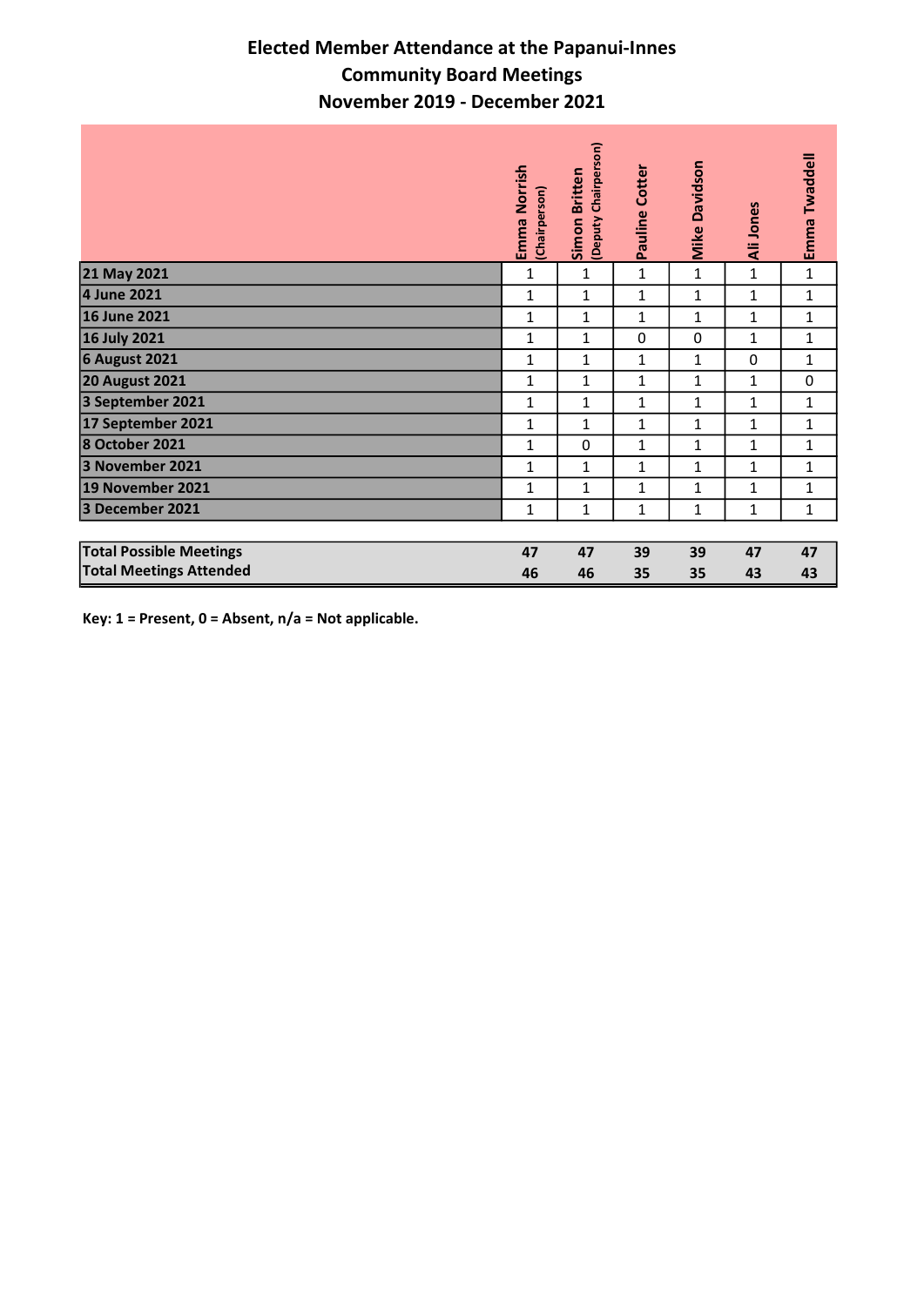# Elected Member Attendance at the Papanui-Innes Community Board Meetings November 2019 - December 2021

| | Emma Norrish (Chairperson) | Simon Britten (Deputy Chairperson) | Pauline Cotter | Mike Davidson | Ali Jones | Emma Twaddell |
|---|---|---|---|---|---|---|
| **21 May 2021** | 1 | 1 | 1 | 1 | 1 | 1 |
| **4 June 2021** | 1 | 1 | 1 | 1 | 1 | 1 |
| **16 June 2021** | 1 | 1 | 1 | 1 | 1 | 1 |
| **16 July 2021** | 1 | 1 | 0 | 0 | 1 | 1 |
| **6 August 2021** | 1 | 1 | 1 | 1 | 0 | 1 |
| **20 August 2021** | 1 | 1 | 1 | 1 | 1 | 0 |
| **3 September 2021** | 1 | 1 | 1 | 1 | 1 | 1 |
| **17 September 2021** | 1 | 1 | 1 | 1 | 1 | 1 |
| **8 October 2021** | 1 | 0 | 1 | 1 | 1 | 1 |
| **3 November 2021** | 1 | 1 | 1 | 1 | 1 | 1 |
| **19 November 2021** | 1 | 1 | 1 | 1 | 1 | 1 |
| **3 December 2021** | 1 | 1 | 1 | 1 | 1 | 1 |
| **Total Possible Meetings** | **47** | **47** | **39** | **39** | **47** | **47** |
| **Total Meetings Attended** | **46** | **46** | **35** | **35** | **43** | **43** |

**Key: 1 = Present, 0 = Absent, n/a = Not applicable.**